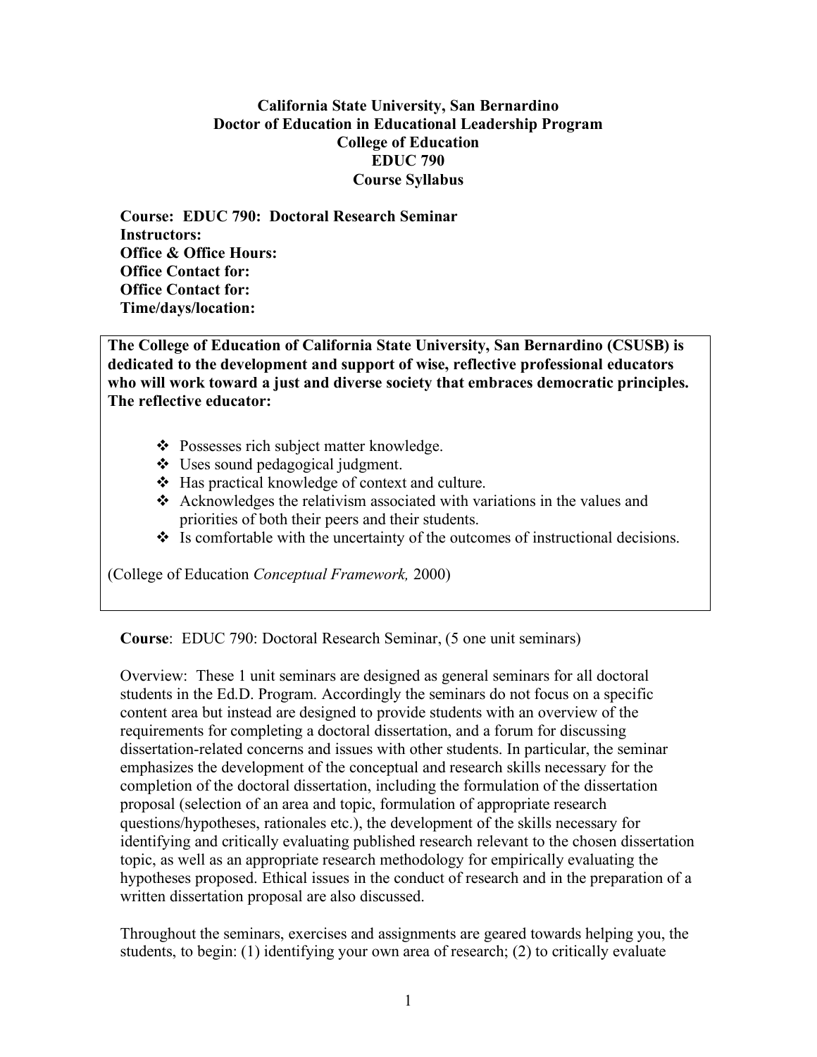**California State University, San Bernardino**
**Doctor of Education in Educational Leadership Program**
**College of Education**
**EDUC 790**
**Course Syllabus**

**Course: EDUC 790: Doctoral Research Seminar**
**Instructors:**
**Office & Office Hours:**
**Office Contact for:**
**Office Contact for:**
**Time/days/location:**

**The College of Education of California State University, San Bernardino (CSUSB) is dedicated to the development and support of wise, reflective professional educators who will work toward a just and diverse society that embraces democratic principles. The reflective educator:**

- Possesses rich subject matter knowledge.
- Uses sound pedagogical judgment.
- Has practical knowledge of context and culture.
- Acknowledges the relativism associated with variations in the values and priorities of both their peers and their students.
- Is comfortable with the uncertainty of the outcomes of instructional decisions.

(College of Education *Conceptual Framework,* 2000)

**Course**: EDUC 790: Doctoral Research Seminar, (5 one unit seminars)

Overview: These 1 unit seminars are designed as general seminars for all doctoral students in the Ed.D. Program. Accordingly the seminars do not focus on a specific content area but instead are designed to provide students with an overview of the requirements for completing a doctoral dissertation, and a forum for discussing dissertation-related concerns and issues with other students. In particular, the seminar emphasizes the development of the conceptual and research skills necessary for the completion of the doctoral dissertation, including the formulation of the dissertation proposal (selection of an area and topic, formulation of appropriate research questions/hypotheses, rationales etc.), the development of the skills necessary for identifying and critically evaluating published research relevant to the chosen dissertation topic, as well as an appropriate research methodology for empirically evaluating the hypotheses proposed. Ethical issues in the conduct of research and in the preparation of a written dissertation proposal are also discussed.

Throughout the seminars, exercises and assignments are geared towards helping you, the students, to begin: (1) identifying your own area of research; (2) to critically evaluate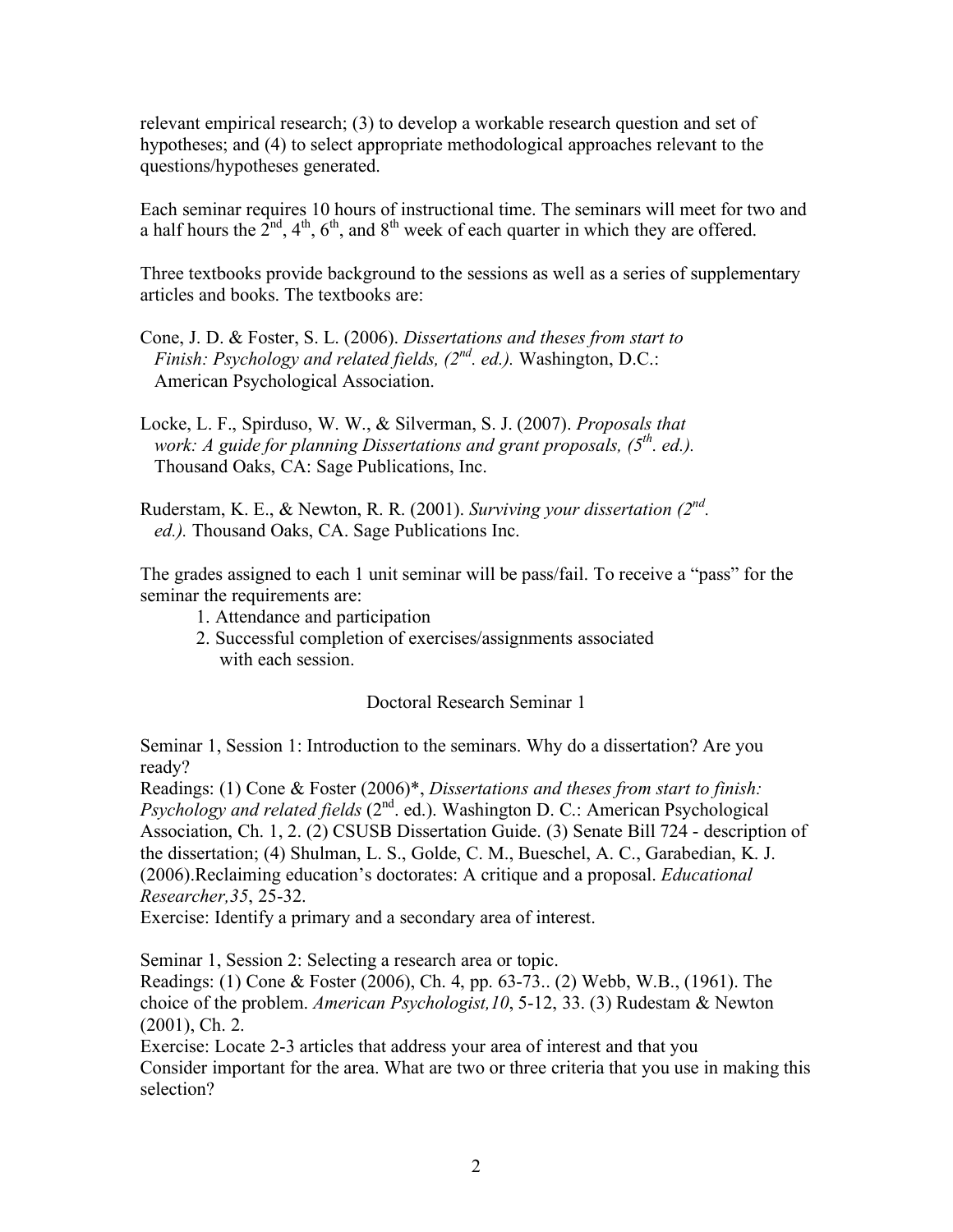relevant empirical research; (3) to develop a workable research question and set of hypotheses; and (4) to select appropriate methodological approaches relevant to the questions/hypotheses generated.

Each seminar requires 10 hours of instructional time. The seminars will meet for two and a half hours the 2nd, 4th, 6th, and 8th week of each quarter in which they are offered.

Three textbooks provide background to the sessions as well as a series of supplementary articles and books. The textbooks are:

Cone, J. D. & Foster, S. L. (2006). *Dissertations and theses from start to Finish: Psychology and related fields, (2nd. ed.).* Washington, D.C.: American Psychological Association.

Locke, L. F., Spirduso, W. W., & Silverman, S. J. (2007). *Proposals that work: A guide for planning Dissertations and grant proposals, (5th. ed.).* Thousand Oaks, CA: Sage Publications, Inc.

Ruderstam, K. E., & Newton, R. R. (2001). *Surviving your dissertation (2nd. ed.).* Thousand Oaks, CA. Sage Publications Inc.

The grades assigned to each 1 unit seminar will be pass/fail. To receive a "pass" for the seminar the requirements are:

1. Attendance and participation
2. Successful completion of exercises/assignments associated with each session.

## Doctoral Research Seminar 1

Seminar 1, Session 1: Introduction to the seminars. Why do a dissertation? Are you ready?
Readings: (1) Cone & Foster (2006)*, *Dissertations and theses from start to finish: Psychology and related fields* (2nd. ed.). Washington D. C.: American Psychological Association, Ch. 1, 2. (2) CSUSB Dissertation Guide. (3) Senate Bill 724 - description of the dissertation; (4) Shulman, L. S., Golde, C. M., Bueschel, A. C., Garabedian, K. J. (2006).Reclaiming education's doctorates: A critique and a proposal. *Educational Researcher,35*, 25-32.
Exercise: Identify a primary and a secondary area of interest.

Seminar 1, Session 2: Selecting a research area or topic.
Readings: (1) Cone & Foster (2006), Ch. 4, pp. 63-73.. (2) Webb, W.B., (1961). The choice of the problem. *American Psychologist,10*, 5-12, 33. (3) Rudestam & Newton (2001), Ch. 2.
Exercise: Locate 2-3 articles that address your area of interest and that you Consider important for the area. What are two or three criteria that you use in making this selection?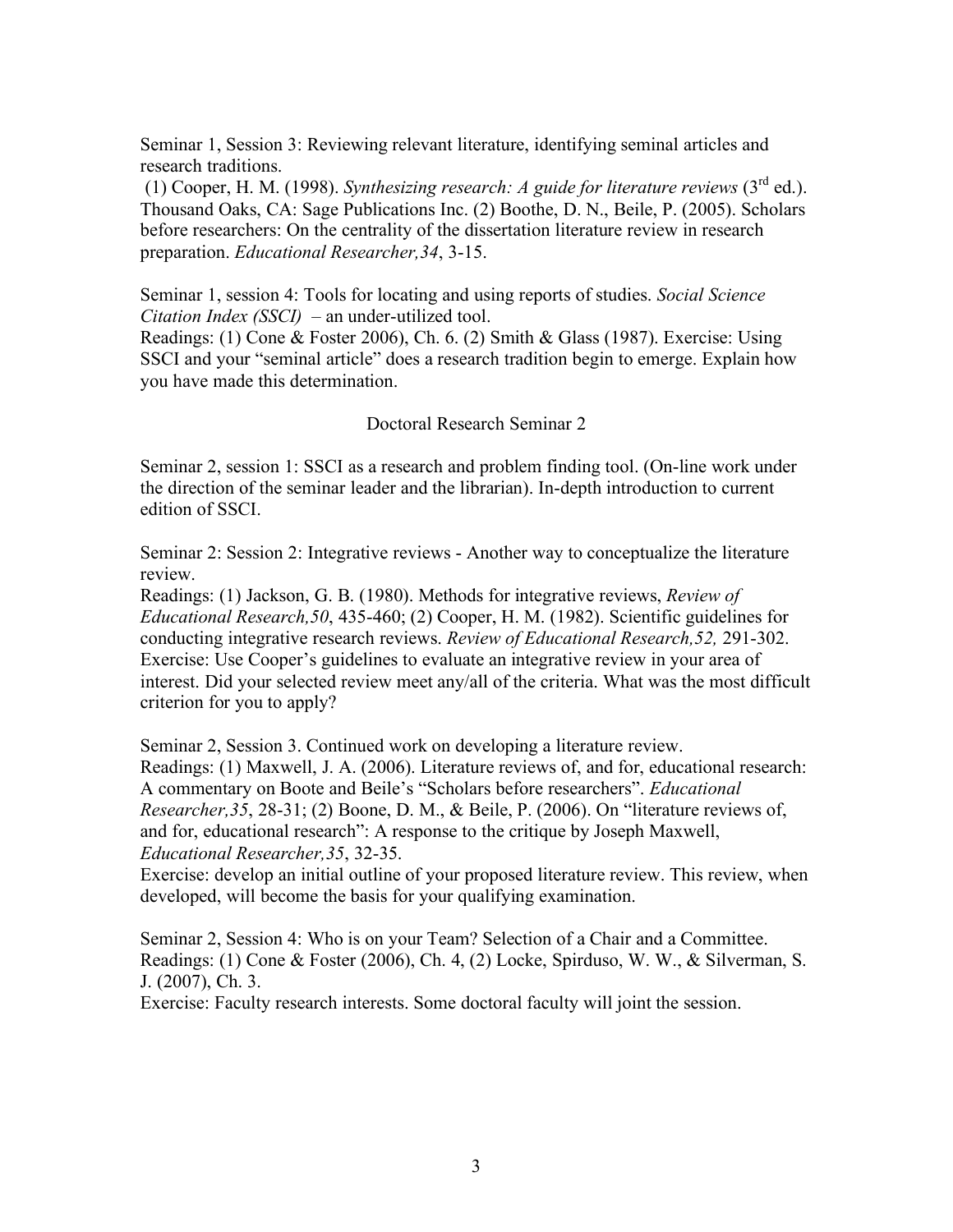Seminar 1, Session 3: Reviewing relevant literature, identifying seminal articles and research traditions.

(1) Cooper, H. M. (1998). *Synthesizing research: A guide for literature reviews* (3rd ed.). Thousand Oaks, CA: Sage Publications Inc. (2) Boothe, D. N., Beile, P. (2005). Scholars before researchers: On the centrality of the dissertation literature review in research preparation. *Educational Researcher,34*, 3-15.

Seminar 1, session 4: Tools for locating and using reports of studies. *Social Science Citation Index (SSCI)* – an under-utilized tool.
Readings: (1) Cone & Foster 2006), Ch. 6. (2) Smith & Glass (1987). Exercise: Using SSCI and your "seminal article" does a research tradition begin to emerge. Explain how you have made this determination.

## Doctoral Research Seminar 2

Seminar 2, session 1: SSCI as a research and problem finding tool. (On-line work under the direction of the seminar leader and the librarian). In-depth introduction to current edition of SSCI.

Seminar 2: Session 2: Integrative reviews - Another way to conceptualize the literature review.
Readings: (1) Jackson, G. B. (1980). Methods for integrative reviews, *Review of Educational Research,50*, 435-460; (2) Cooper, H. M. (1982). Scientific guidelines for conducting integrative research reviews. *Review of Educational Research,52,* 291-302.
Exercise: Use Cooper's guidelines to evaluate an integrative review in your area of interest. Did your selected review meet any/all of the criteria. What was the most difficult criterion for you to apply?

Seminar 2, Session 3. Continued work on developing a literature review.
Readings: (1) Maxwell, J. A. (2006). Literature reviews of, and for, educational research: A commentary on Boote and Beile's "Scholars before researchers". *Educational Researcher,35*, 28-31; (2) Boone, D. M., & Beile, P. (2006). On "literature reviews of, and for, educational research": A response to the critique by Joseph Maxwell, *Educational Researcher,35*, 32-35.
Exercise: develop an initial outline of your proposed literature review. This review, when developed, will become the basis for your qualifying examination.

Seminar 2, Session 4: Who is on your Team? Selection of a Chair and a Committee.
Readings: (1) Cone & Foster (2006), Ch. 4, (2) Locke, Spirduso, W. W., & Silverman, S. J. (2007), Ch. 3.
Exercise: Faculty research interests. Some doctoral faculty will joint the session.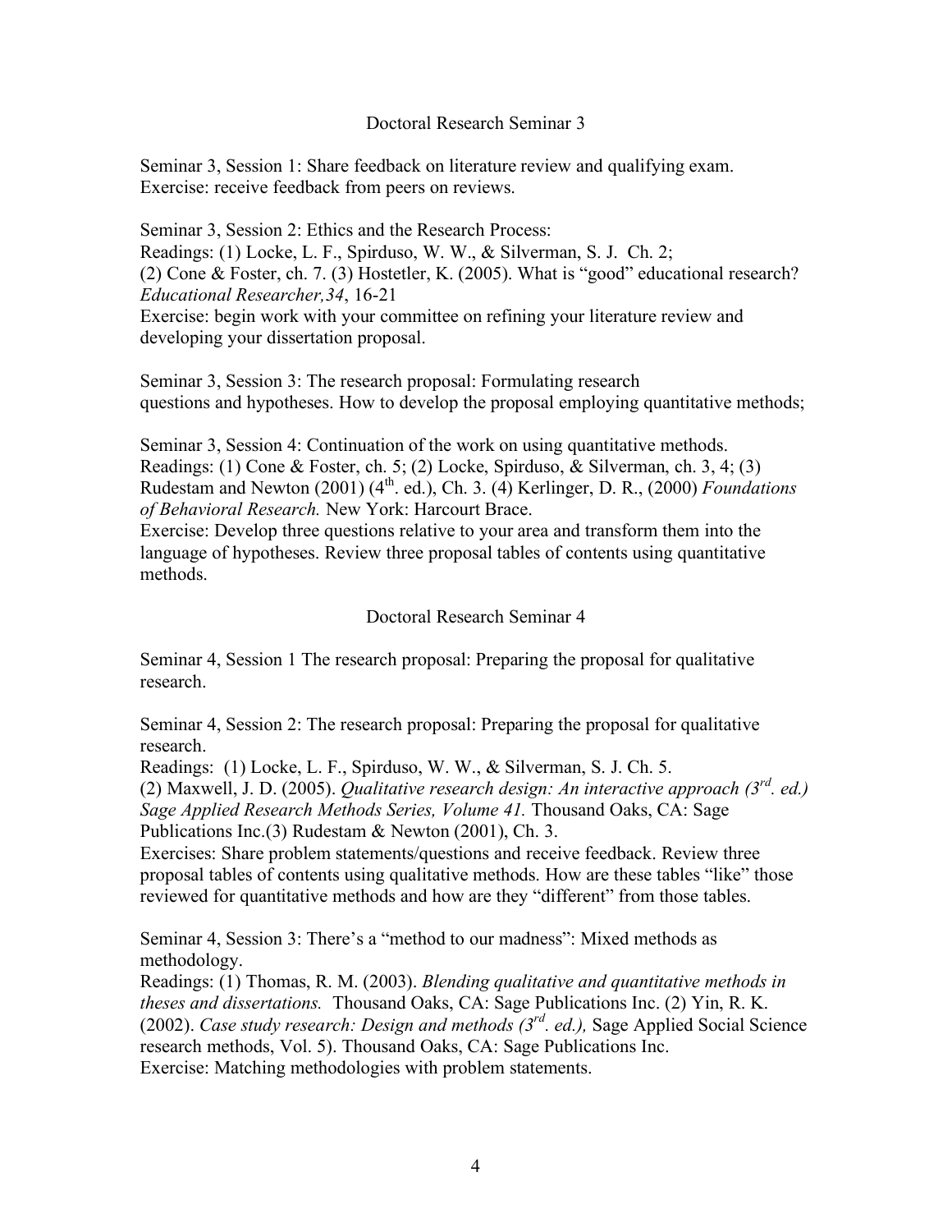## Doctoral Research Seminar 3

Seminar 3, Session 1: Share feedback on literature review and qualifying exam. Exercise: receive feedback from peers on reviews.

Seminar 3, Session 2: Ethics and the Research Process:
Readings: (1) Locke, L. F., Spirduso, W. W., & Silverman, S. J. Ch. 2;
(2) Cone & Foster, ch. 7. (3) Hostetler, K. (2005). What is "good" educational research? *Educational Researcher,34*, 16-21
Exercise: begin work with your committee on refining your literature review and developing your dissertation proposal.

Seminar 3, Session 3: The research proposal: Formulating research questions and hypotheses. How to develop the proposal employing quantitative methods;

Seminar 3, Session 4: Continuation of the work on using quantitative methods.
Readings: (1) Cone & Foster, ch. 5; (2) Locke, Spirduso, & Silverman, ch. 3, 4; (3) Rudestam and Newton (2001) (4th. ed.), Ch. 3. (4) Kerlinger, D. R., (2000) *Foundations of Behavioral Research.* New York: Harcourt Brace.
Exercise: Develop three questions relative to your area and transform them into the language of hypotheses. Review three proposal tables of contents using quantitative methods.

## Doctoral Research Seminar 4

Seminar 4, Session 1 The research proposal: Preparing the proposal for qualitative research.

Seminar 4, Session 2: The research proposal: Preparing the proposal for qualitative research.
Readings: (1) Locke, L. F., Spirduso, W. W., & Silverman, S. J. Ch. 5.
(2) Maxwell, J. D. (2005). *Qualitative research design: An interactive approach (3rd. ed.) Sage Applied Research Methods Series, Volume 41.* Thousand Oaks, CA: Sage Publications Inc.(3) Rudestam & Newton (2001), Ch. 3.
Exercises: Share problem statements/questions and receive feedback. Review three proposal tables of contents using qualitative methods. How are these tables "like" those reviewed for quantitative methods and how are they "different" from those tables.

Seminar 4, Session 3: There's a "method to our madness": Mixed methods as methodology.
Readings: (1) Thomas, R. M. (2003). *Blending qualitative and quantitative methods in theses and dissertations.* Thousand Oaks, CA: Sage Publications Inc. (2) Yin, R. K. (2002). *Case study research: Design and methods (3rd. ed.),* Sage Applied Social Science research methods, Vol. 5). Thousand Oaks, CA: Sage Publications Inc.
Exercise: Matching methodologies with problem statements.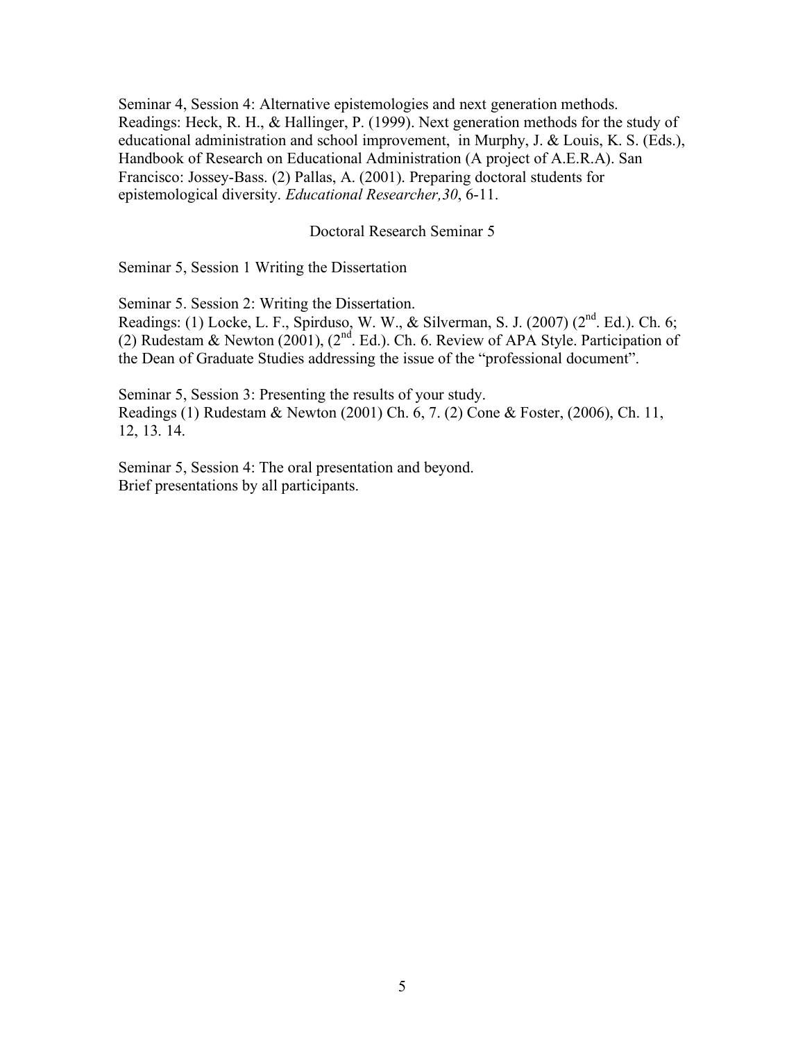Seminar 4, Session 4: Alternative epistemologies and next generation methods.
Readings: Heck, R. H., & Hallinger, P. (1999). Next generation methods for the study of educational administration and school improvement,  in Murphy, J. & Louis, K. S. (Eds.), Handbook of Research on Educational Administration (A project of A.E.R.A). San Francisco: Jossey-Bass. (2) Pallas, A. (2001). Preparing doctoral students for epistemological diversity. *Educational Researcher,30*, 6-11.

## Doctoral Research Seminar 5

Seminar 5, Session 1 Writing the Dissertation

Seminar 5. Session 2: Writing the Dissertation.
Readings: (1) Locke, L. F., Spirduso, W. W., & Silverman, S. J. (2007) (2nd. Ed.). Ch. 6; (2) Rudestam & Newton (2001), (2nd. Ed.). Ch. 6. Review of APA Style. Participation of the Dean of Graduate Studies addressing the issue of the "professional document".

Seminar 5, Session 3: Presenting the results of your study.
Readings (1) Rudestam & Newton (2001) Ch. 6, 7. (2) Cone & Foster, (2006), Ch. 11, 12, 13. 14.

Seminar 5, Session 4: The oral presentation and beyond.
Brief presentations by all participants.